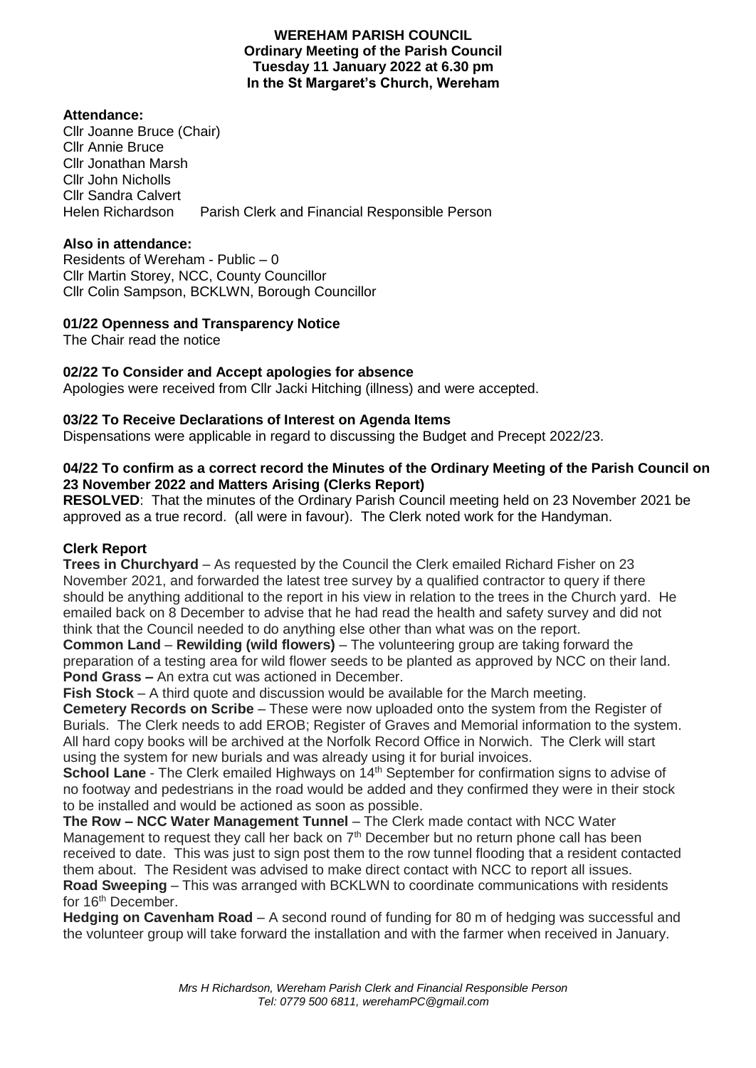**WEREHAM PARISH COUNCIL**
**Ordinary Meeting of the Parish Council**
**Tuesday 11 January 2022 at 6.30 pm**
**In the St Margaret's Church, Wereham**

**Attendance:**

Cllr Joanne Bruce (Chair)
Cllr Annie Bruce
Cllr Jonathan Marsh
Cllr John Nicholls
Cllr Sandra Calvert
Helen Richardson Parish Clerk and Financial Responsible Person

**Also in attendance:**

Residents of Wereham - Public – 0
Cllr Martin Storey, NCC, County Councillor
Cllr Colin Sampson, BCKLWN, Borough Councillor

**01/22 Openness and Transparency Notice**

The Chair read the notice

**02/22 To Consider and Accept apologies for absence**

Apologies were received from Cllr Jacki Hitching (illness) and were accepted.

**03/22 To Receive Declarations of Interest on Agenda Items**

Dispensations were applicable in regard to discussing the Budget and Precept 2022/23.

**04/22 To confirm as a correct record the Minutes of the Ordinary Meeting of the Parish Council on 23 November 2022 and Matters Arising (Clerks Report)**

**RESOLVED**: That the minutes of the Ordinary Parish Council meeting held on 23 November 2021 be approved as a true record. (all were in favour). The Clerk noted work for the Handyman.

**Clerk Report**

**Trees in Churchyard** – As requested by the Council the Clerk emailed Richard Fisher on 23 November 2021, and forwarded the latest tree survey by a qualified contractor to query if there should be anything additional to the report in his view in relation to the trees in the Church yard. He emailed back on 8 December to advise that he had read the health and safety survey and did not think that the Council needed to do anything else other than what was on the report.

**Common Land** – **Rewilding (wild flowers)** – The volunteering group are taking forward the preparation of a testing area for wild flower seeds to be planted as approved by NCC on their land.

**Pond Grass –** An extra cut was actioned in December.

**Fish Stock** – A third quote and discussion would be available for the March meeting.

**Cemetery Records on Scribe** – These were now uploaded onto the system from the Register of Burials. The Clerk needs to add EROB; Register of Graves and Memorial information to the system. All hard copy books will be archived at the Norfolk Record Office in Norwich. The Clerk will start using the system for new burials and was already using it for burial invoices.

**School Lane** - The Clerk emailed Highways on 14th September for confirmation signs to advise of no footway and pedestrians in the road would be added and they confirmed they were in their stock to be installed and would be actioned as soon as possible.

**The Row – NCC Water Management Tunnel** – The Clerk made contact with NCC Water Management to request they call her back on 7th December but no return phone call has been received to date. This was just to sign post them to the row tunnel flooding that a resident contacted them about. The Resident was advised to make direct contact with NCC to report all issues.

**Road Sweeping** – This was arranged with BCKLWN to coordinate communications with residents for 16th December.

**Hedging on Cavenham Road** – A second round of funding for 80 m of hedging was successful and the volunteer group will take forward the installation and with the farmer when received in January.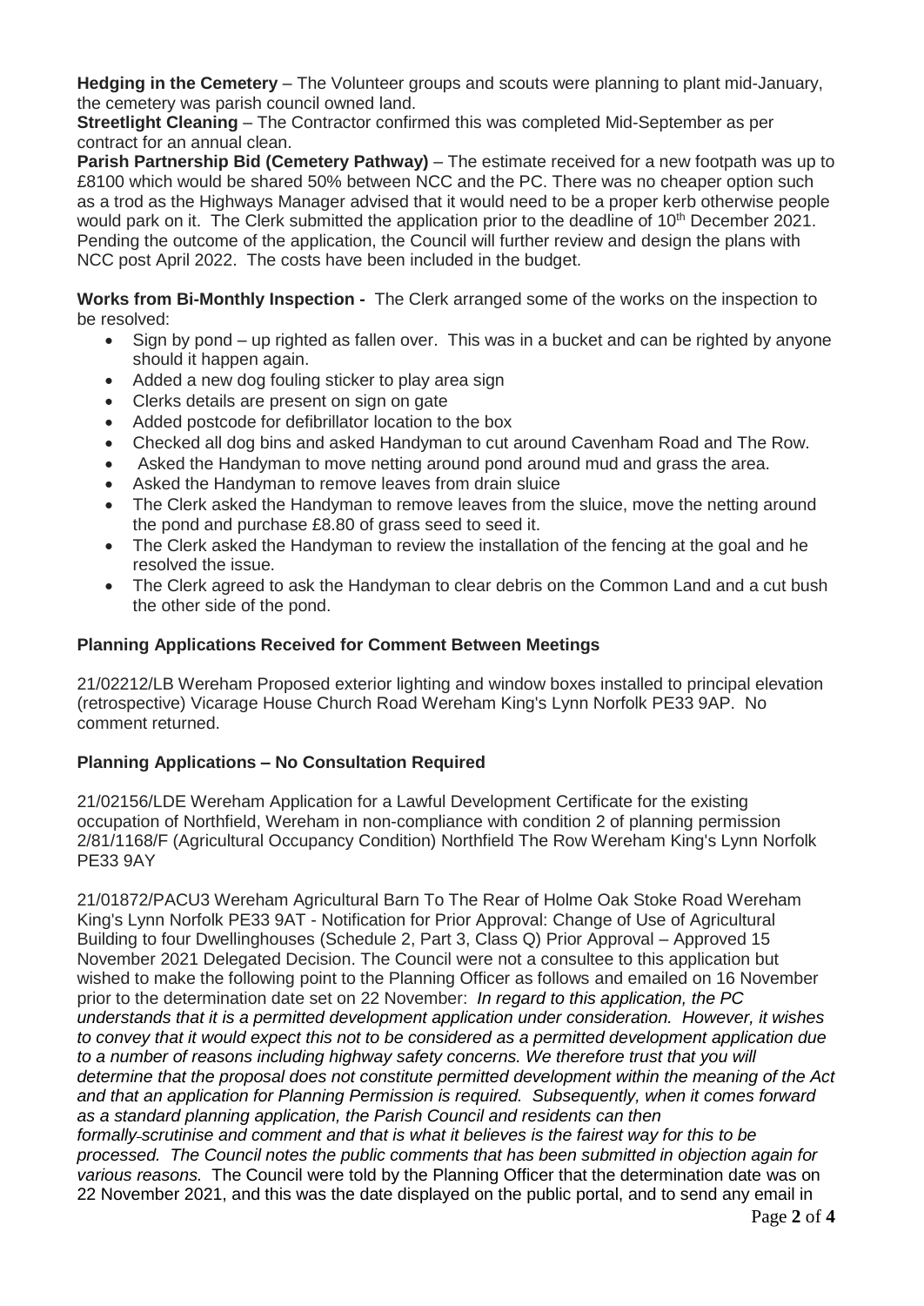**Hedging in the Cemetery** – The Volunteer groups and scouts were planning to plant mid-January, the cemetery was parish council owned land.

**Streetlight Cleaning** – The Contractor confirmed this was completed Mid-September as per contract for an annual clean.

**Parish Partnership Bid (Cemetery Pathway)** – The estimate received for a new footpath was up to £8100 which would be shared 50% between NCC and the PC. There was no cheaper option such as a trod as the Highways Manager advised that it would need to be a proper kerb otherwise people would park on it. The Clerk submitted the application prior to the deadline of 10th December 2021. Pending the outcome of the application, the Council will further review and design the plans with NCC post April 2022. The costs have been included in the budget.

**Works from Bi-Monthly Inspection -** The Clerk arranged some of the works on the inspection to be resolved:

- Sign by pond – up righted as fallen over. This was in a bucket and can be righted by anyone should it happen again.
- Added a new dog fouling sticker to play area sign
- Clerks details are present on sign on gate
- Added postcode for defibrillator location to the box
- Checked all dog bins and asked Handyman to cut around Cavenham Road and The Row.
- Asked the Handyman to move netting around pond around mud and grass the area.
- Asked the Handyman to remove leaves from drain sluice
- The Clerk asked the Handyman to remove leaves from the sluice, move the netting around the pond and purchase £8.80 of grass seed to seed it.
- The Clerk asked the Handyman to review the installation of the fencing at the goal and he resolved the issue.
- The Clerk agreed to ask the Handyman to clear debris on the Common Land and a cut bush the other side of the pond.

### Planning Applications Received for Comment Between Meetings

21/02212/LB Wereham Proposed exterior lighting and window boxes installed to principal elevation (retrospective) Vicarage House Church Road Wereham King's Lynn Norfolk PE33 9AP. No comment returned.

### Planning Applications – No Consultation Required

21/02156/LDE Wereham Application for a Lawful Development Certificate for the existing occupation of Northfield, Wereham in non-compliance with condition 2 of planning permission 2/81/1168/F (Agricultural Occupancy Condition) Northfield The Row Wereham King's Lynn Norfolk PE33 9AY

21/01872/PACU3 Wereham Agricultural Barn To The Rear of Holme Oak Stoke Road Wereham King's Lynn Norfolk PE33 9AT - Notification for Prior Approval: Change of Use of Agricultural Building to four Dwellinghouses (Schedule 2, Part 3, Class Q) Prior Approval – Approved 15 November 2021 Delegated Decision. The Council were not a consultee to this application but wished to make the following point to the Planning Officer as follows and emailed on 16 November prior to the determination date set on 22 November: *In regard to this application, the PC understands that it is a permitted development application under consideration. However, it wishes to convey that it would expect this not to be considered as a permitted development application due to a number of reasons including highway safety concerns. We therefore trust that you will determine that the proposal does not constitute permitted development within the meaning of the Act and that an application for Planning Permission is required. Subsequently, when it comes forward as a standard planning application, the Parish Council and residents can then formally scrutinise and comment and that is what it believes is the fairest way for this to be processed. The Council notes the public comments that has been submitted in objection again for various reasons.* The Council were told by the Planning Officer that the determination date was on 22 November 2021, and this was the date displayed on the public portal, and to send any email in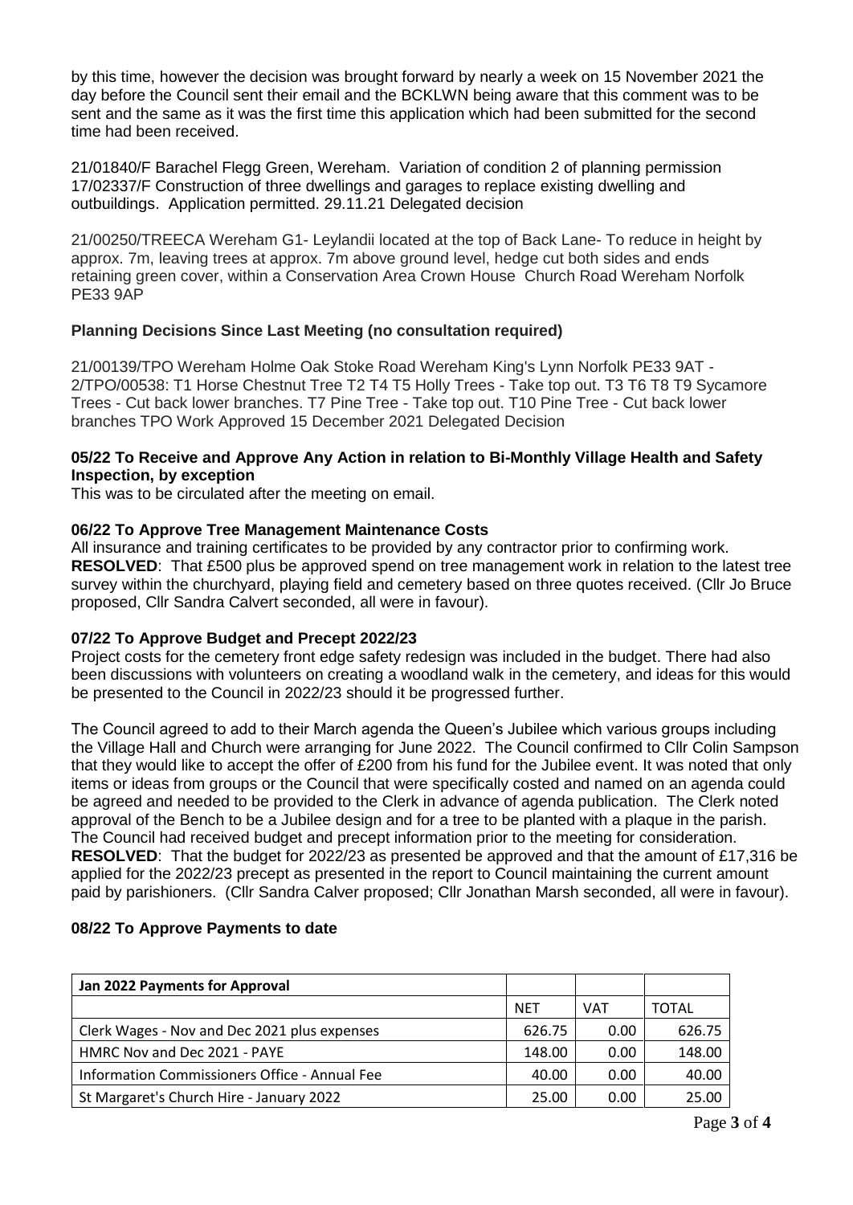by this time, however the decision was brought forward by nearly a week on 15 November 2021 the day before the Council sent their email and the BCKLWN being aware that this comment was to be sent and the same as it was the first time this application which had been submitted for the second time had been received.

21/01840/F Barachel Flegg Green, Wereham. Variation of condition 2 of planning permission 17/02337/F Construction of three dwellings and garages to replace existing dwelling and outbuildings. Application permitted. 29.11.21 Delegated decision

21/00250/TREECA Wereham G1- Leylandii located at the top of Back Lane- To reduce in height by approx. 7m, leaving trees at approx. 7m above ground level, hedge cut both sides and ends retaining green cover, within a Conservation Area Crown House Church Road Wereham Norfolk PE33 9AP

### Planning Decisions Since Last Meeting (no consultation required)

21/00139/TPO Wereham Holme Oak Stoke Road Wereham King's Lynn Norfolk PE33 9AT - 2/TPO/00538: T1 Horse Chestnut Tree T2 T4 T5 Holly Trees - Take top out. T3 T6 T8 T9 Sycamore Trees - Cut back lower branches. T7 Pine Tree - Take top out. T10 Pine Tree - Cut back lower branches TPO Work Approved 15 December 2021 Delegated Decision

### 05/22 To Receive and Approve Any Action in relation to Bi-Monthly Village Health and Safety Inspection, by exception

This was to be circulated after the meeting on email.

### 06/22 To Approve Tree Management Maintenance Costs

All insurance and training certificates to be provided by any contractor prior to confirming work. **RESOLVED**: That £500 plus be approved spend on tree management work in relation to the latest tree survey within the churchyard, playing field and cemetery based on three quotes received. (Cllr Jo Bruce proposed, Cllr Sandra Calvert seconded, all were in favour).

### 07/22 To Approve Budget and Precept 2022/23

Project costs for the cemetery front edge safety redesign was included in the budget. There had also been discussions with volunteers on creating a woodland walk in the cemetery, and ideas for this would be presented to the Council in 2022/23 should it be progressed further.

The Council agreed to add to their March agenda the Queen's Jubilee which various groups including the Village Hall and Church were arranging for June 2022. The Council confirmed to Cllr Colin Sampson that they would like to accept the offer of £200 from his fund for the Jubilee event. It was noted that only items or ideas from groups or the Council that were specifically costed and named on an agenda could be agreed and needed to be provided to the Clerk in advance of agenda publication. The Clerk noted approval of the Bench to be a Jubilee design and for a tree to be planted with a plaque in the parish. The Council had received budget and precept information prior to the meeting for consideration. **RESOLVED**: That the budget for 2022/23 as presented be approved and that the amount of £17,316 be applied for the 2022/23 precept as presented in the report to Council maintaining the current amount paid by parishioners. (Cllr Sandra Calver proposed; Cllr Jonathan Marsh seconded, all were in favour).

### 08/22 To Approve Payments to date

| Jan 2022 Payments for Approval | | | |
|---|---|---|---|
| | NET | VAT | TOTAL |
| Clerk Wages - Nov and Dec 2021 plus expenses | 626.75 | 0.00 | 626.75 |
| HMRC Nov and Dec 2021 - PAYE | 148.00 | 0.00 | 148.00 |
| Information Commissioners Office - Annual Fee | 40.00 | 0.00 | 40.00 |
| St Margaret's Church Hire - January 2022 | 25.00 | 0.00 | 25.00 |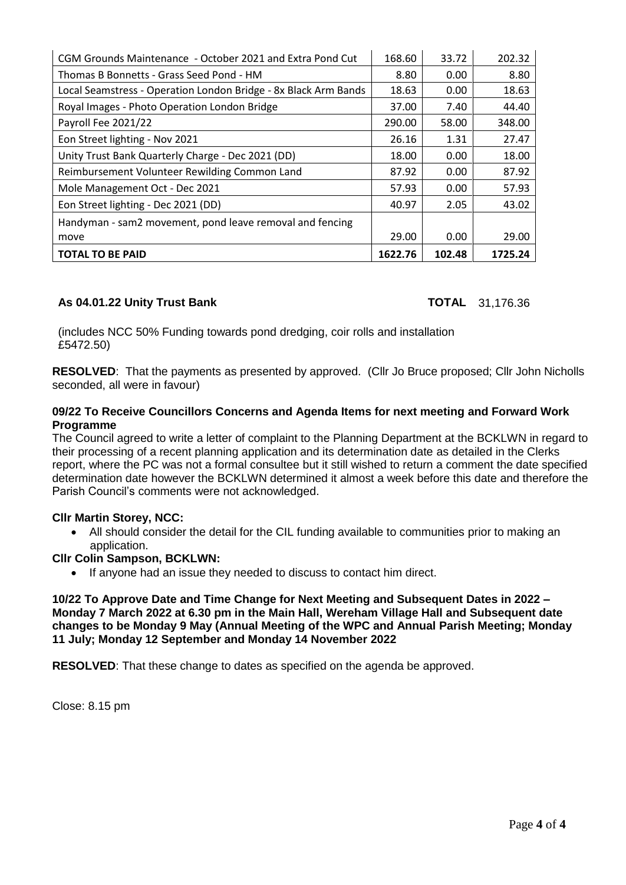| | | | |
|---|---|---|---|
| CGM Grounds Maintenance - October 2021 and Extra Pond Cut | 168.60 | 33.72 | 202.32 |
| Thomas B Bonnetts - Grass Seed Pond - HM | 8.80 | 0.00 | 8.80 |
| Local Seamstress - Operation London Bridge - 8x Black Arm Bands | 18.63 | 0.00 | 18.63 |
| Royal Images - Photo Operation London Bridge | 37.00 | 7.40 | 44.40 |
| Payroll Fee 2021/22 | 290.00 | 58.00 | 348.00 |
| Eon Street lighting - Nov 2021 | 26.16 | 1.31 | 27.47 |
| Unity Trust Bank Quarterly Charge - Dec 2021 (DD) | 18.00 | 0.00 | 18.00 |
| Reimbursement Volunteer Rewilding Common Land | 87.92 | 0.00 | 87.92 |
| Mole Management Oct - Dec 2021 | 57.93 | 0.00 | 57.93 |
| Eon Street lighting - Dec 2021 (DD) | 40.97 | 2.05 | 43.02 |
| Handyman - sam2 movement, pond leave removal and fencing move | 29.00 | 0.00 | 29.00 |
| **TOTAL TO BE PAID** | **1622.76** | **102.48** | **1725.24** |

**As 04.01.22 Unity Trust Bank** **TOTAL** 31,176.36

(includes NCC 50% Funding towards pond dredging, coir rolls and installation £5472.50)

**RESOLVED**: That the payments as presented by approved. (Cllr Jo Bruce proposed; Cllr John Nicholls seconded, all were in favour)

**09/22 To Receive Councillors Concerns and Agenda Items for next meeting and Forward Work Programme**

The Council agreed to write a letter of complaint to the Planning Department at the BCKLWN in regard to their processing of a recent planning application and its determination date as detailed in the Clerks report, where the PC was not a formal consultee but it still wished to return a comment the date specified determination date however the BCKLWN determined it almost a week before this date and therefore the Parish Council's comments were not acknowledged.

**Cllr Martin Storey, NCC:**

- All should consider the detail for the CIL funding available to communities prior to making an application.

**Cllr Colin Sampson, BCKLWN:**

- If anyone had an issue they needed to discuss to contact him direct.

**10/22 To Approve Date and Time Change for Next Meeting and Subsequent Dates in 2022 – Monday 7 March 2022 at 6.30 pm in the Main Hall, Wereham Village Hall and Subsequent date changes to be Monday 9 May (Annual Meeting of the WPC and Annual Parish Meeting; Monday 11 July; Monday 12 September and Monday 14 November 2022**

**RESOLVED**: That these change to dates as specified on the agenda be approved.

Close: 8.15 pm